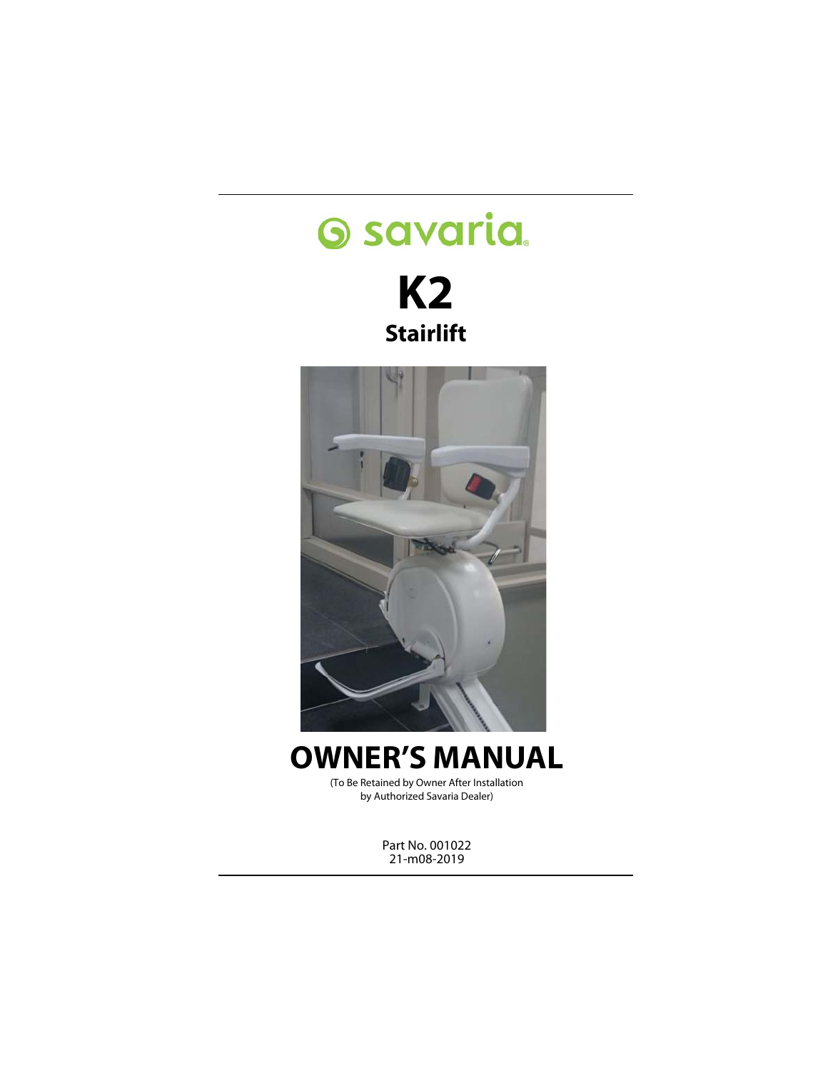savaria

# K2

## Stairlift

# OWNER'S MANUAL

(To Be Retained by Owner After Installation by Authorized Savaria Dealer)

Part No. 001022
21-m08-2019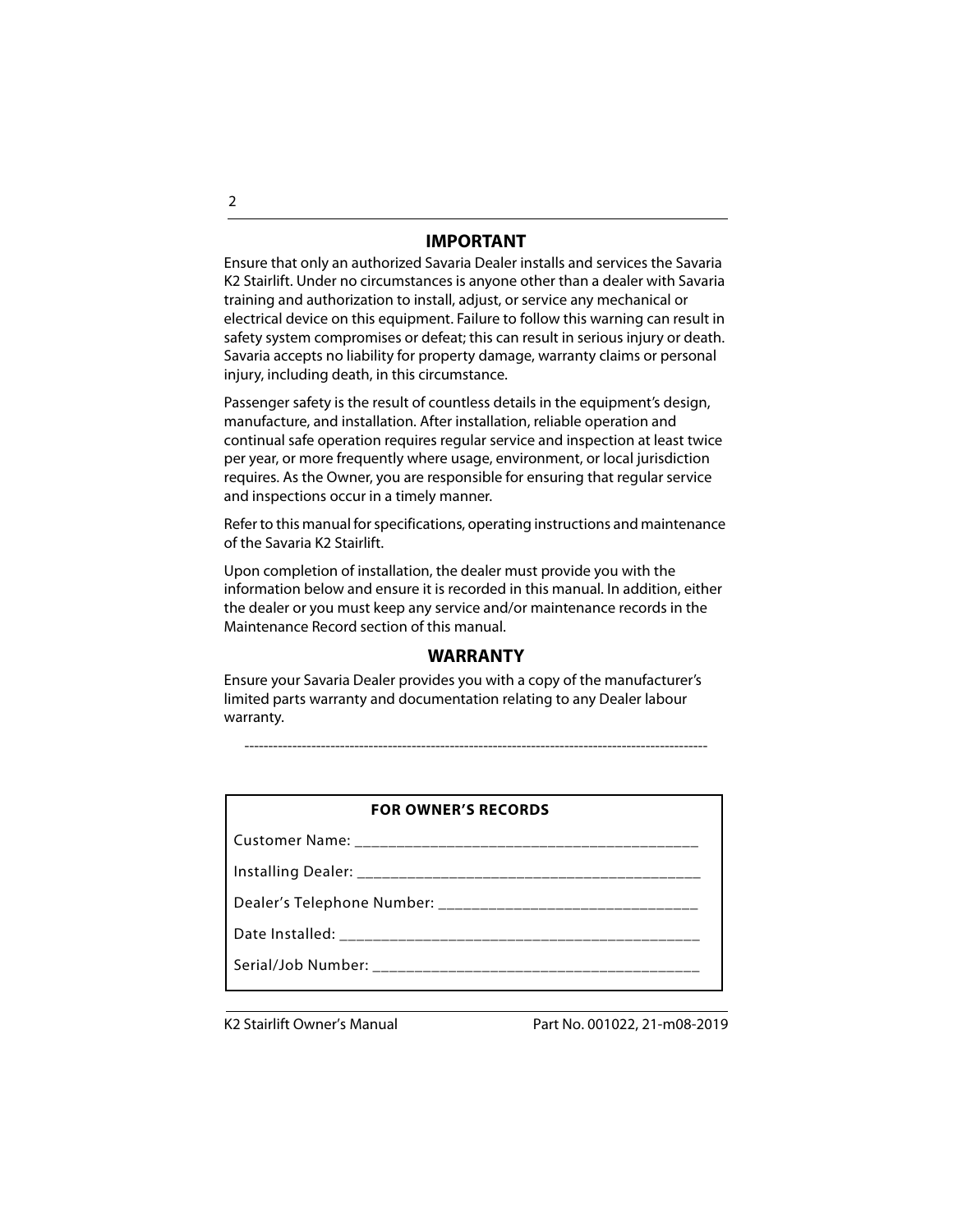## IMPORTANT

Ensure that only an authorized Savaria Dealer installs and services the Savaria K2 Stairlift. Under no circumstances is anyone other than a dealer with Savaria training and authorization to install, adjust, or service any mechanical or electrical device on this equipment. Failure to follow this warning can result in safety system compromises or defeat; this can result in serious injury or death. Savaria accepts no liability for property damage, warranty claims or personal injury, including death, in this circumstance.

Passenger safety is the result of countless details in the equipment's design, manufacture, and installation. After installation, reliable operation and continual safe operation requires regular service and inspection at least twice per year, or more frequently where usage, environment, or local jurisdiction requires. As the Owner, you are responsible for ensuring that regular service and inspections occur in a timely manner.

Refer to this manual for specifications, operating instructions and maintenance of the Savaria K2 Stairlift.

Upon completion of installation, the dealer must provide you with the information below and ensure it is recorded in this manual. In addition, either the dealer or you must keep any service and/or maintenance records in the Maintenance Record section of this manual.

## WARRANTY

Ensure your Savaria Dealer provides you with a copy of the manufacturer's limited parts warranty and documentation relating to any Dealer labour warranty.

---

**FOR OWNER'S RECORDS**

Customer Name: ___________________________________________

Installing Dealer: ___________________________________________

Dealer's Telephone Number: ________________________________

Date Installed: ______________________________________________

Serial/Job Number: _________________________________________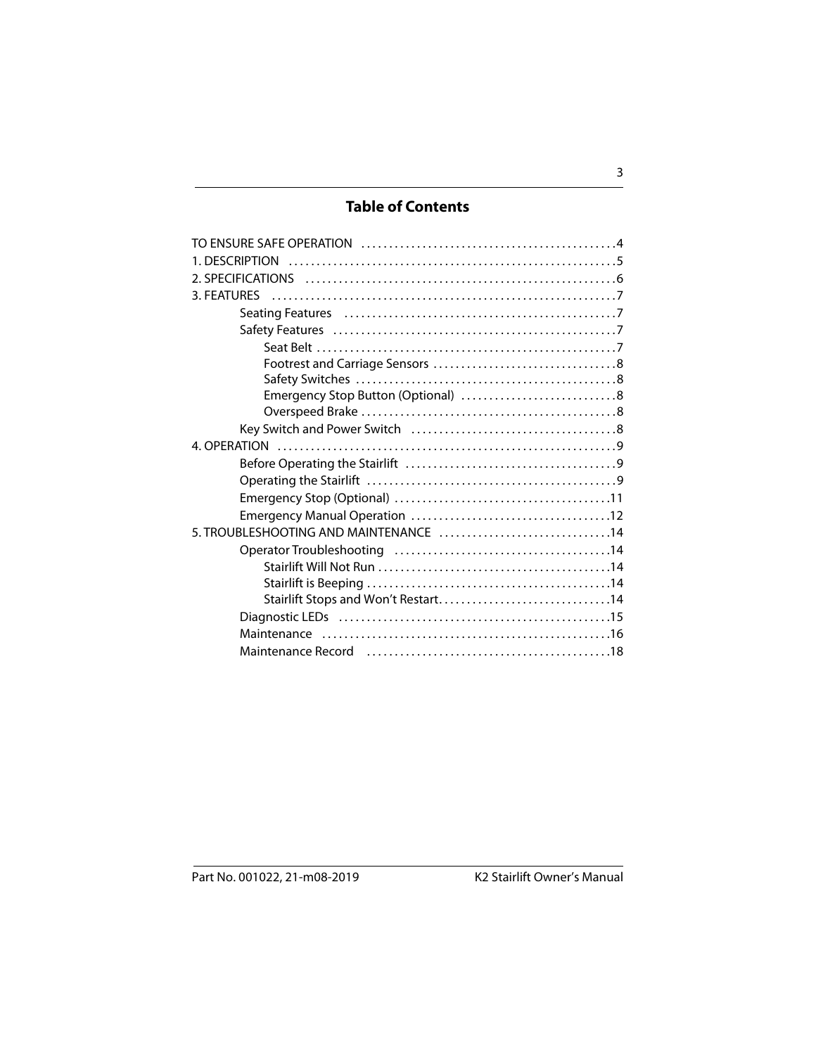# Table of Contents

- TO ENSURE SAFE OPERATION .....4
- 1. DESCRIPTION .....5
- 2. SPECIFICATIONS .....6
- 3. FEATURES .....7
  - Seating Features .....7
  - Safety Features .....7
    - Seat Belt .....7
    - Footrest and Carriage Sensors .....8
    - Safety Switches .....8
    - Emergency Stop Button (Optional) .....8
    - Overspeed Brake .....8
  - Key Switch and Power Switch .....8
- 4. OPERATION .....9
  - Before Operating the Stairlift .....9
  - Operating the Stairlift .....9
  - Emergency Stop (Optional) .....11
  - Emergency Manual Operation .....12
- 5. TROUBLESHOOTING AND MAINTENANCE .....14
  - Operator Troubleshooting .....14
    - Stairlift Will Not Run .....14
    - Stairlift is Beeping .....14
    - Stairlift Stops and Won't Restart .....14
  - Diagnostic LEDs .....15
  - Maintenance .....16
  - Maintenance Record .....18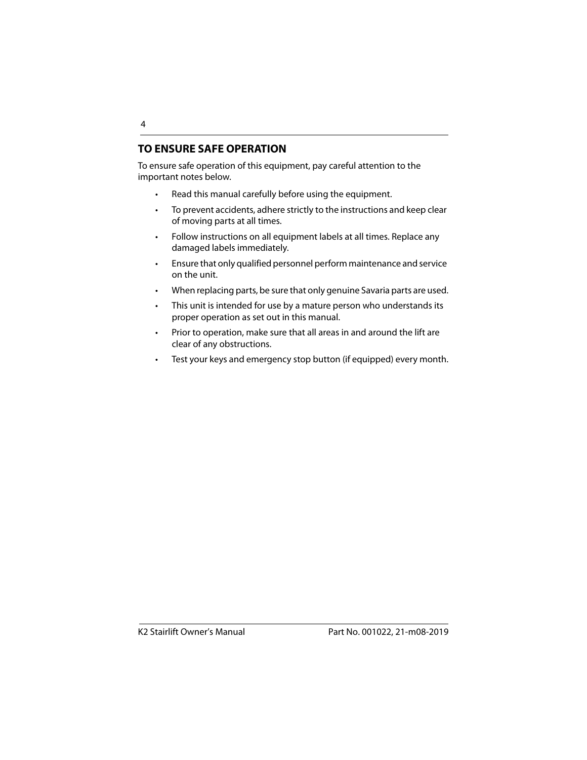## TO ENSURE SAFE OPERATION

To ensure safe operation of this equipment, pay careful attention to the important notes below.

- Read this manual carefully before using the equipment.
- To prevent accidents, adhere strictly to the instructions and keep clear of moving parts at all times.
- Follow instructions on all equipment labels at all times. Replace any damaged labels immediately.
- Ensure that only qualified personnel perform maintenance and service on the unit.
- When replacing parts, be sure that only genuine Savaria parts are used.
- This unit is intended for use by a mature person who understands its proper operation as set out in this manual.
- Prior to operation, make sure that all areas in and around the lift are clear of any obstructions.
- Test your keys and emergency stop button (if equipped) every month.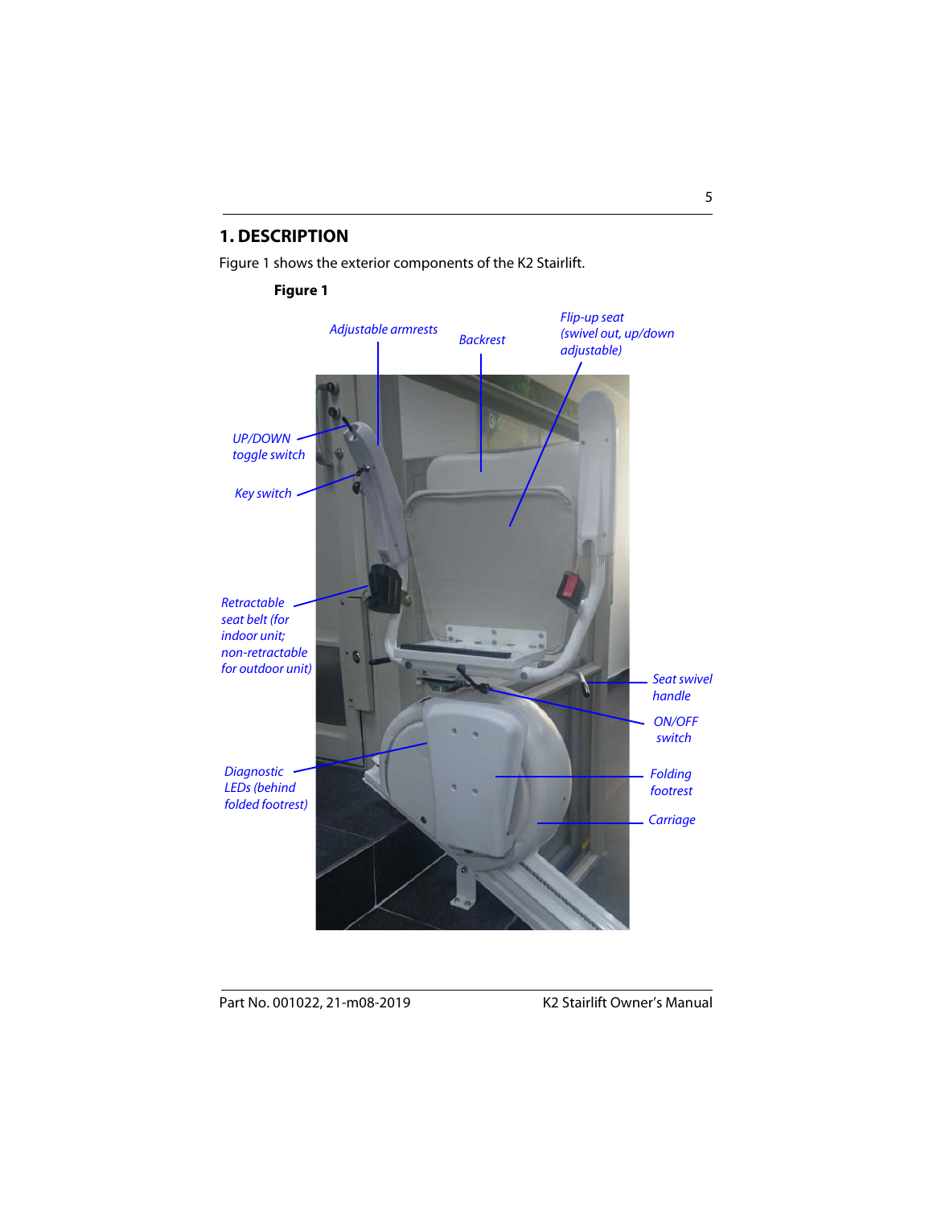# 1. DESCRIPTION

Figure 1 shows the exterior components of the K2 Stairlift.

**Figure 1**

*Adjustable armrests*

*Backrest*

*Flip-up seat (swivel out, up/down adjustable)*

*UP/DOWN toggle switch*

*Key switch*

*Retractable seat belt (for indoor unit; non-retractable for outdoor unit)*

*Seat swivel handle*

*ON/OFF switch*

*Diagnostic LEDs (behind folded footrest)*

*Folding footrest*

*Carriage*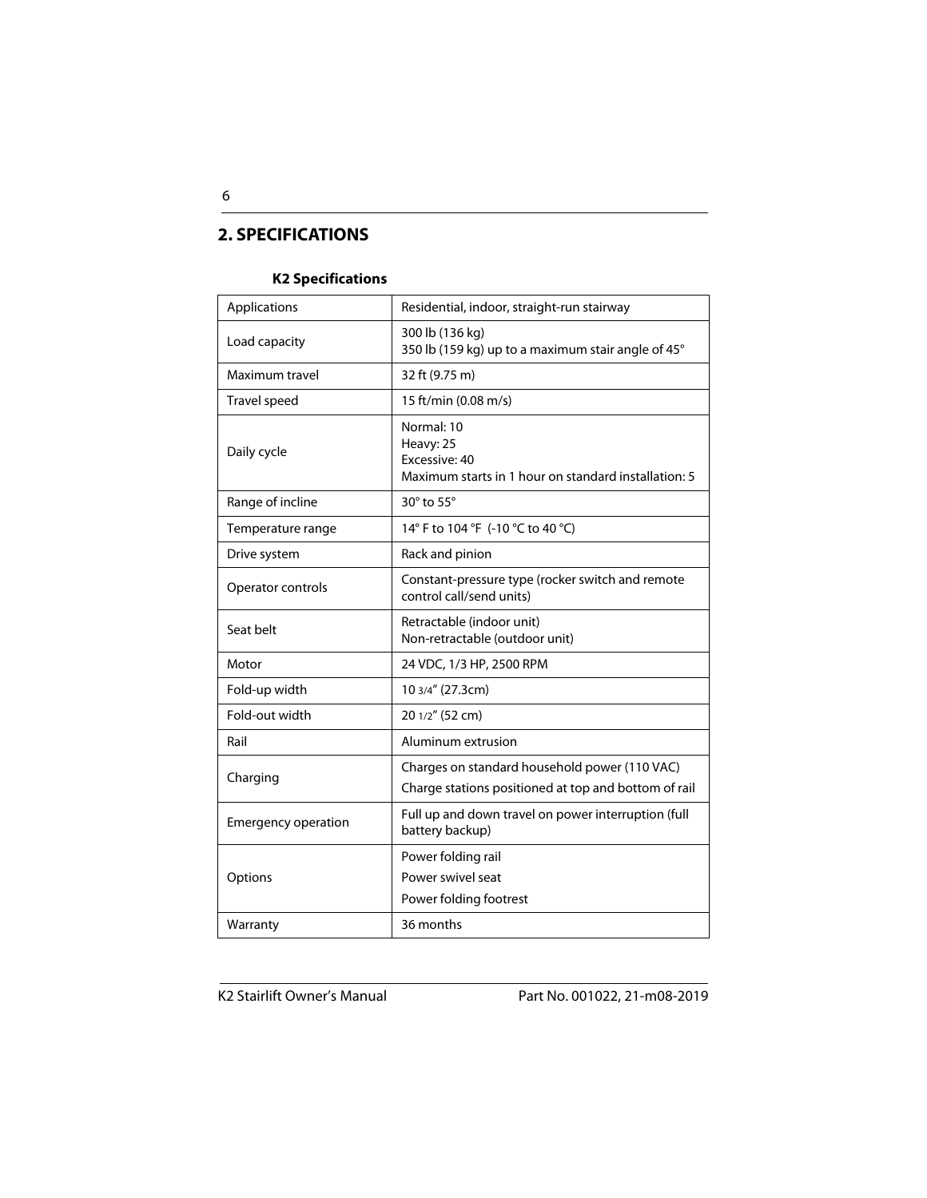## 2. SPECIFICATIONS

**K2 Specifications**

| | |
|---|---|
| Applications | Residential, indoor, straight-run stairway |
| Load capacity | 300 lb (136 kg)<br>350 lb (159 kg) up to a maximum stair angle of 45° |
| Maximum travel | 32 ft (9.75 m) |
| Travel speed | 15 ft/min (0.08 m/s) |
| Daily cycle | Normal: 10<br>Heavy: 25<br>Excessive: 40<br>Maximum starts in 1 hour on standard installation: 5 |
| Range of incline | 30° to 55° |
| Temperature range | 14° F to 104 °F (-10 °C to 40 °C) |
| Drive system | Rack and pinion |
| Operator controls | Constant-pressure type (rocker switch and remote control call/send units) |
| Seat belt | Retractable (indoor unit)<br>Non-retractable (outdoor unit) |
| Motor | 24 VDC, 1/3 HP, 2500 RPM |
| Fold-up width | 10 3/4" (27.3cm) |
| Fold-out width | 20 1/2" (52 cm) |
| Rail | Aluminum extrusion |
| Charging | Charges on standard household power (110 VAC)<br>Charge stations positioned at top and bottom of rail |
| Emergency operation | Full up and down travel on power interruption (full battery backup) |
| Options | Power folding rail<br>Power swivel seat<br>Power folding footrest |
| Warranty | 36 months |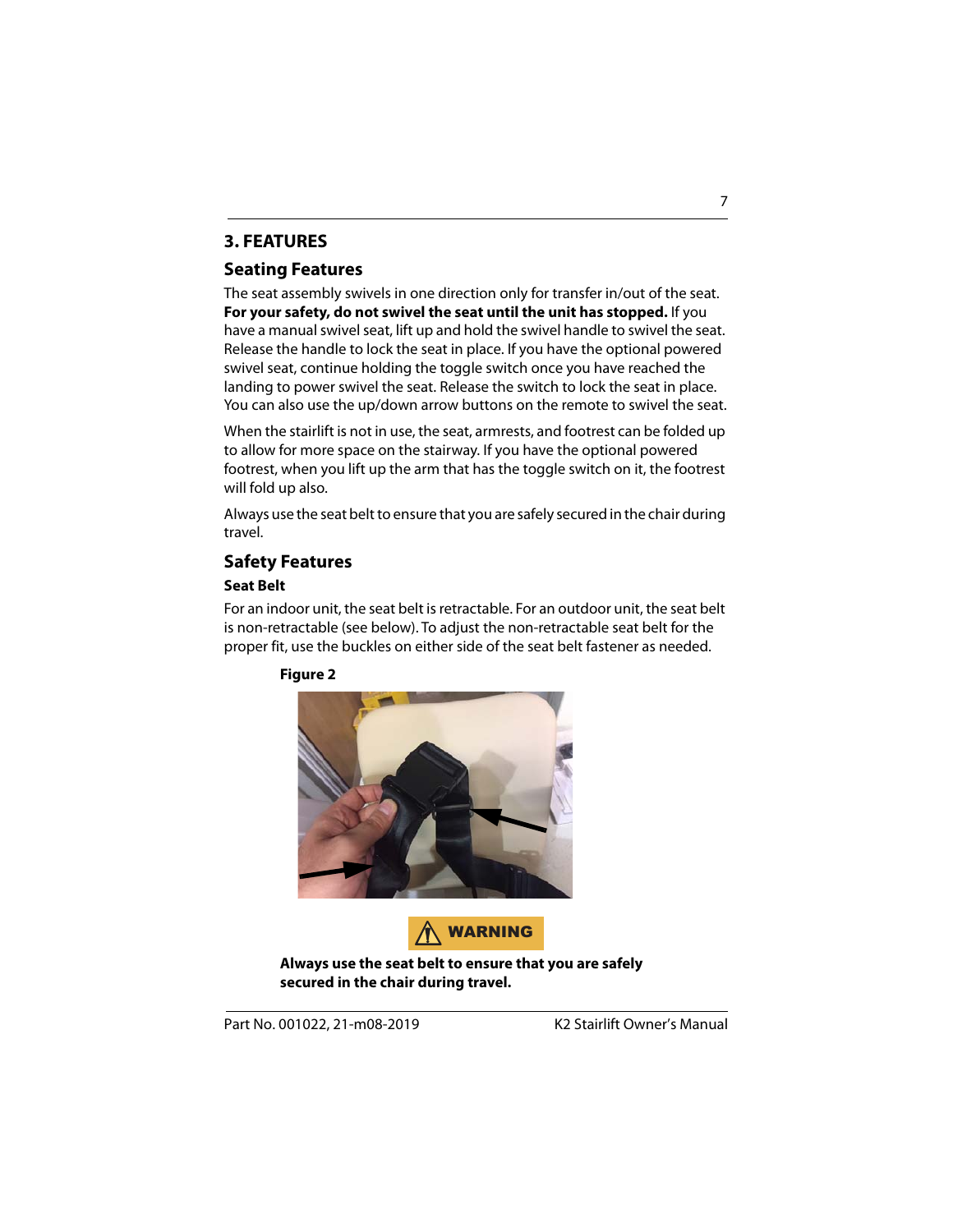# 3. FEATURES

## Seating Features

The seat assembly swivels in one direction only for transfer in/out of the seat. **For your safety, do not swivel the seat until the unit has stopped.** If you have a manual swivel seat, lift up and hold the swivel handle to swivel the seat. Release the handle to lock the seat in place. If you have the optional powered swivel seat, continue holding the toggle switch once you have reached the landing to power swivel the seat. Release the switch to lock the seat in place. You can also use the up/down arrow buttons on the remote to swivel the seat.

When the stairlift is not in use, the seat, armrests, and footrest can be folded up to allow for more space on the stairway. If you have the optional powered footrest, when you lift up the arm that has the toggle switch on it, the footrest will fold up also.

Always use the seat belt to ensure that you are safely secured in the chair during travel.

## Safety Features

### Seat Belt

For an indoor unit, the seat belt is retractable. For an outdoor unit, the seat belt is non-retractable (see below). To adjust the non-retractable seat belt for the proper fit, use the buckles on either side of the seat belt fastener as needed.

**Figure 2**

**WARNING**

**Always use the seat belt to ensure that you are safely secured in the chair during travel.**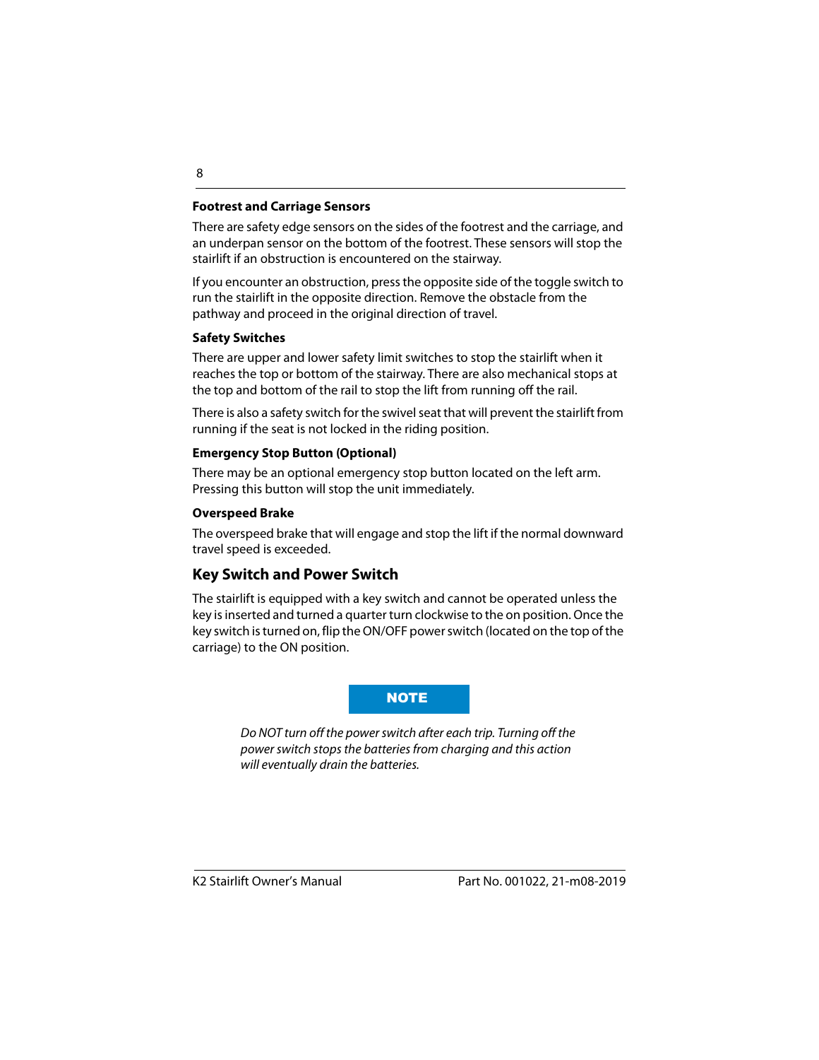### Footrest and Carriage Sensors

There are safety edge sensors on the sides of the footrest and the carriage, and an underpan sensor on the bottom of the footrest. These sensors will stop the stairlift if an obstruction is encountered on the stairway.

If you encounter an obstruction, press the opposite side of the toggle switch to run the stairlift in the opposite direction. Remove the obstacle from the pathway and proceed in the original direction of travel.

### Safety Switches

There are upper and lower safety limit switches to stop the stairlift when it reaches the top or bottom of the stairway. There are also mechanical stops at the top and bottom of the rail to stop the lift from running off the rail.

There is also a safety switch for the swivel seat that will prevent the stairlift from running if the seat is not locked in the riding position.

### Emergency Stop Button (Optional)

There may be an optional emergency stop button located on the left arm. Pressing this button will stop the unit immediately.

### Overspeed Brake

The overspeed brake that will engage and stop the lift if the normal downward travel speed is exceeded.

## Key Switch and Power Switch

The stairlift is equipped with a key switch and cannot be operated unless the key is inserted and turned a quarter turn clockwise to the on position. Once the key switch is turned on, flip the ON/OFF power switch (located on the top of the carriage) to the ON position.

**NOTE**

*Do NOT turn off the power switch after each trip. Turning off the power switch stops the batteries from charging and this action will eventually drain the batteries.*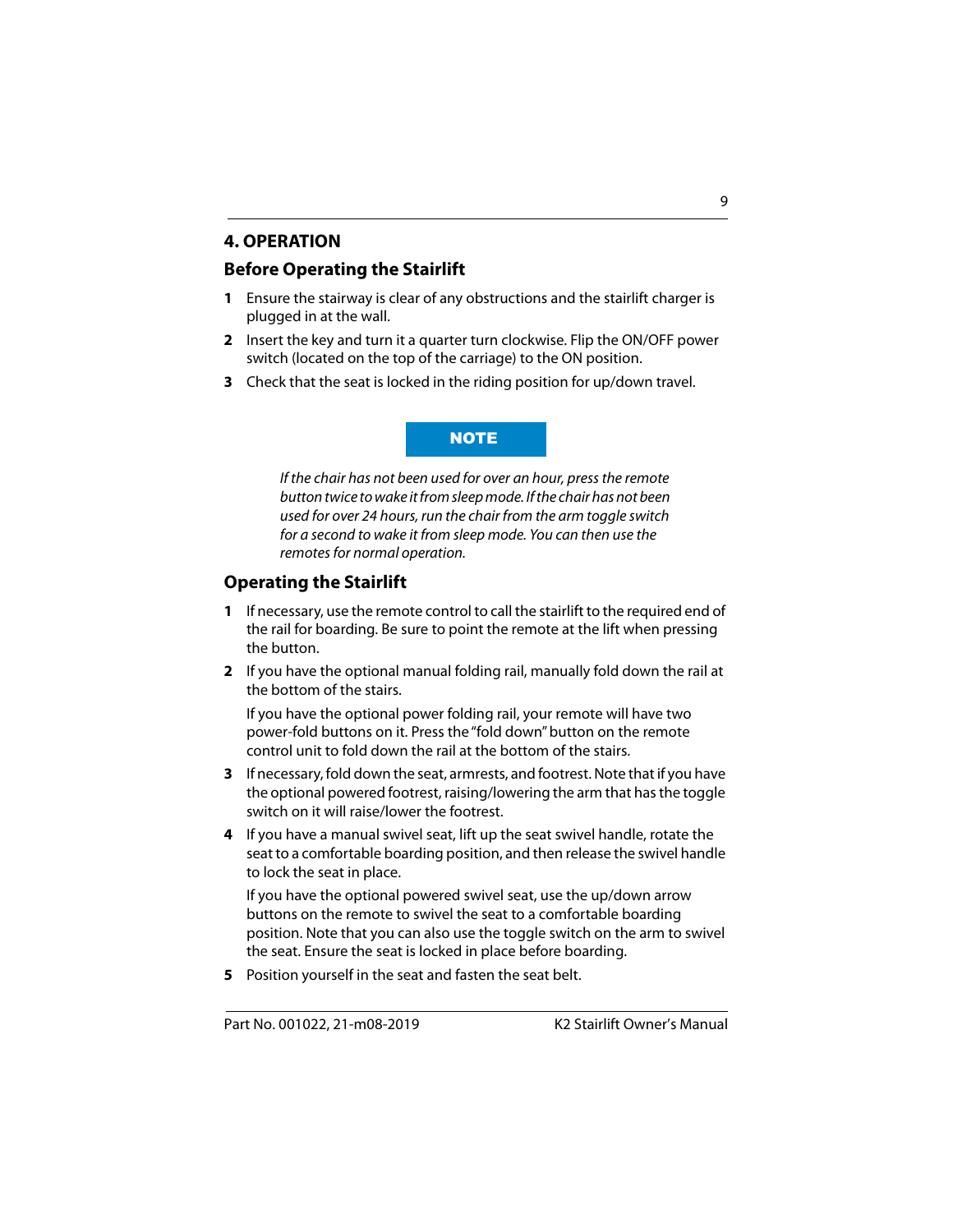# 4. OPERATION

## Before Operating the Stairlift

1. Ensure the stairway is clear of any obstructions and the stairlift charger is plugged in at the wall.
2. Insert the key and turn it a quarter turn clockwise. Flip the ON/OFF power switch (located on the top of the carriage) to the ON position.
3. Check that the seat is locked in the riding position for up/down travel.

**NOTE**

*If the chair has not been used for over an hour, press the remote button twice to wake it from sleep mode. If the chair has not been used for over 24 hours, run the chair from the arm toggle switch for a second to wake it from sleep mode. You can then use the remotes for normal operation.*

## Operating the Stairlift

1. If necessary, use the remote control to call the stairlift to the required end of the rail for boarding. Be sure to point the remote at the lift when pressing the button.
2. If you have the optional manual folding rail, manually fold down the rail at the bottom of the stairs.

   If you have the optional power folding rail, your remote will have two power-fold buttons on it. Press the "fold down" button on the remote control unit to fold down the rail at the bottom of the stairs.
3. If necessary, fold down the seat, armrests, and footrest. Note that if you have the optional powered footrest, raising/lowering the arm that has the toggle switch on it will raise/lower the footrest.
4. If you have a manual swivel seat, lift up the seat swivel handle, rotate the seat to a comfortable boarding position, and then release the swivel handle to lock the seat in place.

   If you have the optional powered swivel seat, use the up/down arrow buttons on the remote to swivel the seat to a comfortable boarding position. Note that you can also use the toggle switch on the arm to swivel the seat. Ensure the seat is locked in place before boarding.
5. Position yourself in the seat and fasten the seat belt.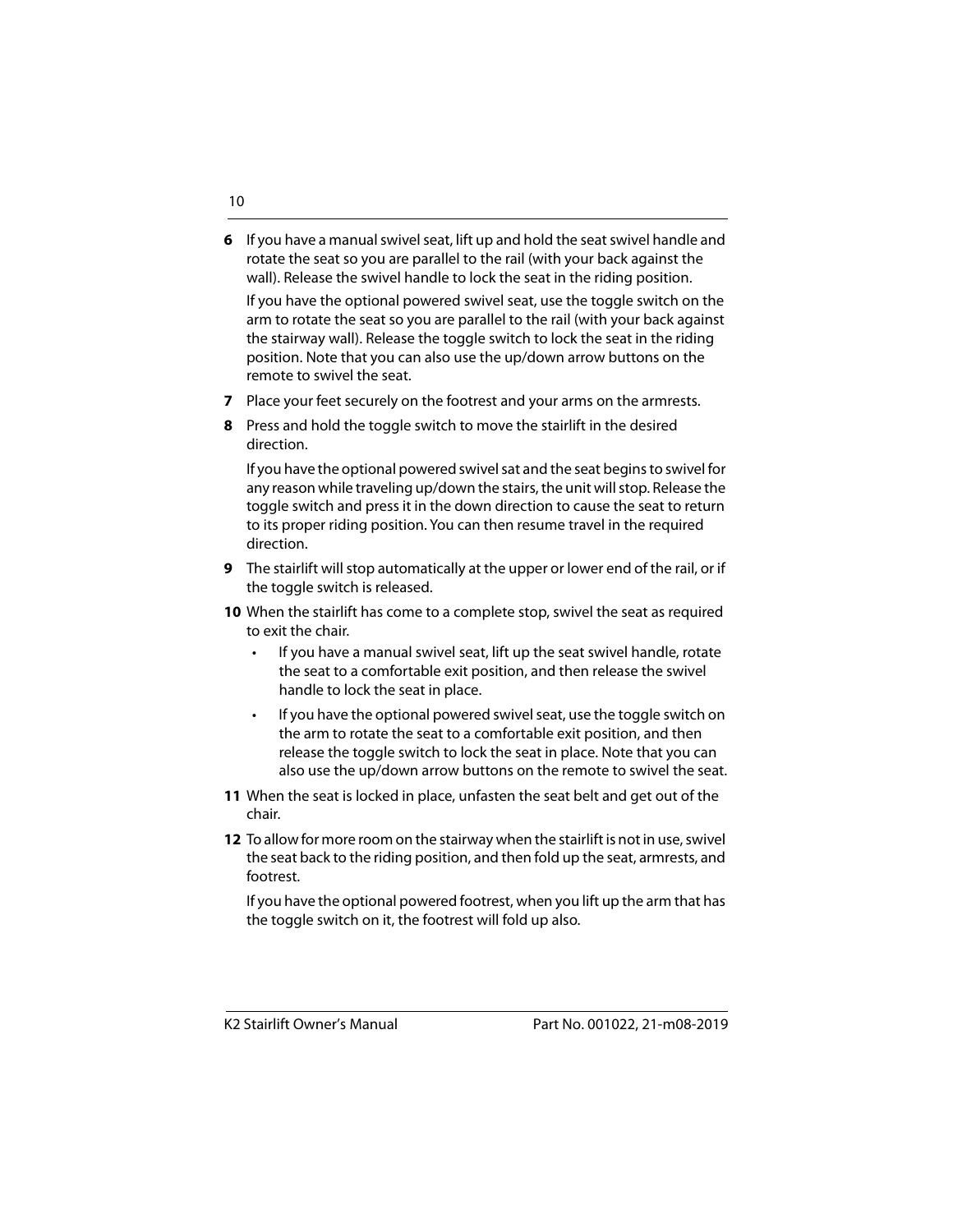6. If you have a manual swivel seat, lift up and hold the seat swivel handle and rotate the seat so you are parallel to the rail (with your back against the wall). Release the swivel handle to lock the seat in the riding position.

   If you have the optional powered swivel seat, use the toggle switch on the arm to rotate the seat so you are parallel to the rail (with your back against the stairway wall). Release the toggle switch to lock the seat in the riding position. Note that you can also use the up/down arrow buttons on the remote to swivel the seat.

7. Place your feet securely on the footrest and your arms on the armrests.

8. Press and hold the toggle switch to move the stairlift in the desired direction.

   If you have the optional powered swivel sat and the seat begins to swivel for any reason while traveling up/down the stairs, the unit will stop. Release the toggle switch and press it in the down direction to cause the seat to return to its proper riding position. You can then resume travel in the required direction.

9. The stairlift will stop automatically at the upper or lower end of the rail, or if the toggle switch is released.

10. When the stairlift has come to a complete stop, swivel the seat as required to exit the chair.

    - If you have a manual swivel seat, lift up the seat swivel handle, rotate the seat to a comfortable exit position, and then release the swivel handle to lock the seat in place.
    - If you have the optional powered swivel seat, use the toggle switch on the arm to rotate the seat to a comfortable exit position, and then release the toggle switch to lock the seat in place. Note that you can also use the up/down arrow buttons on the remote to swivel the seat.

11. When the seat is locked in place, unfasten the seat belt and get out of the chair.

12. To allow for more room on the stairway when the stairlift is not in use, swivel the seat back to the riding position, and then fold up the seat, armrests, and footrest.

    If you have the optional powered footrest, when you lift up the arm that has the toggle switch on it, the footrest will fold up also.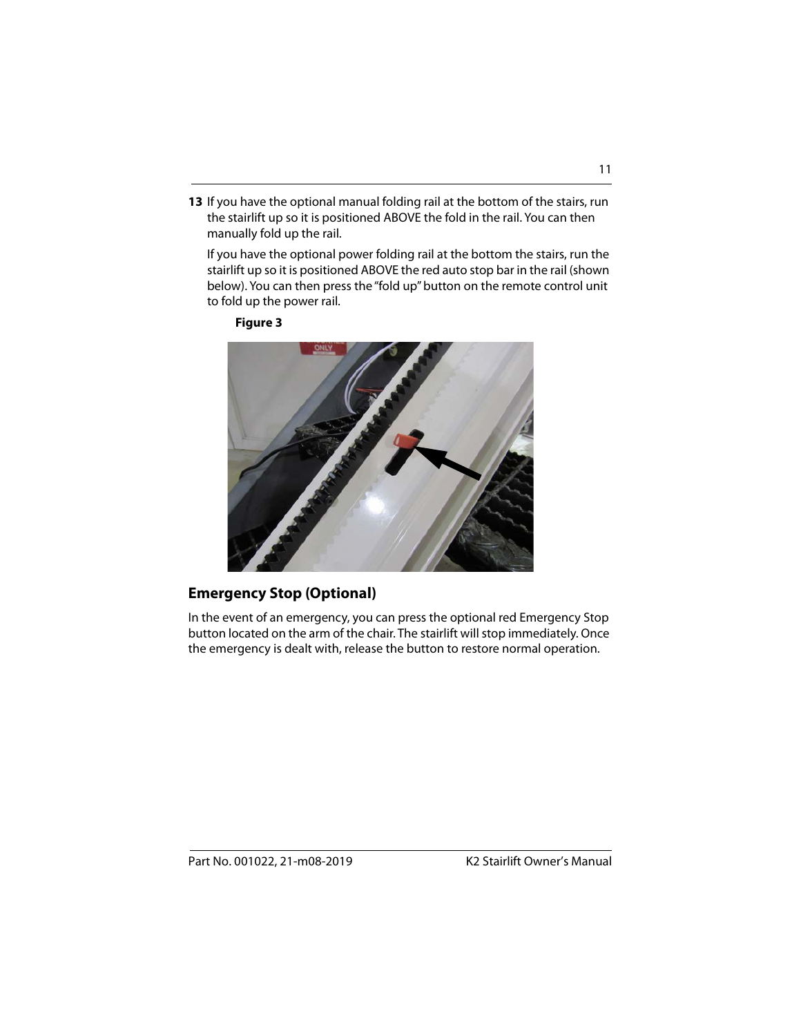13 If you have the optional manual folding rail at the bottom of the stairs, run the stairlift up so it is positioned ABOVE the fold in the rail. You can then manually fold up the rail.

   If you have the optional power folding rail at the bottom the stairs, run the stairlift up so it is positioned ABOVE the red auto stop bar in the rail (shown below). You can then press the "fold up" button on the remote control unit to fold up the power rail.

   **Figure 3**

## Emergency Stop (Optional)

In the event of an emergency, you can press the optional red Emergency Stop button located on the arm of the chair. The stairlift will stop immediately. Once the emergency is dealt with, release the button to restore normal operation.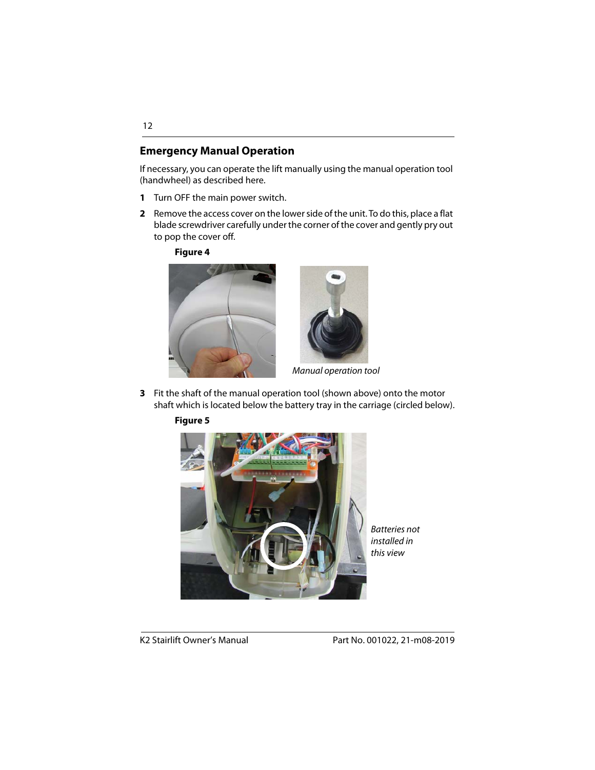## Emergency Manual Operation

If necessary, you can operate the lift manually using the manual operation tool (handwheel) as described here.

1. Turn OFF the main power switch.
2. Remove the access cover on the lower side of the unit. To do this, place a flat blade screwdriver carefully under the corner of the cover and gently pry out to pop the cover off.

**Figure 4**

*Manual operation tool*

3. Fit the shaft of the manual operation tool (shown above) onto the motor shaft which is located below the battery tray in the carriage (circled below).

**Figure 5**

*Batteries not installed in this view*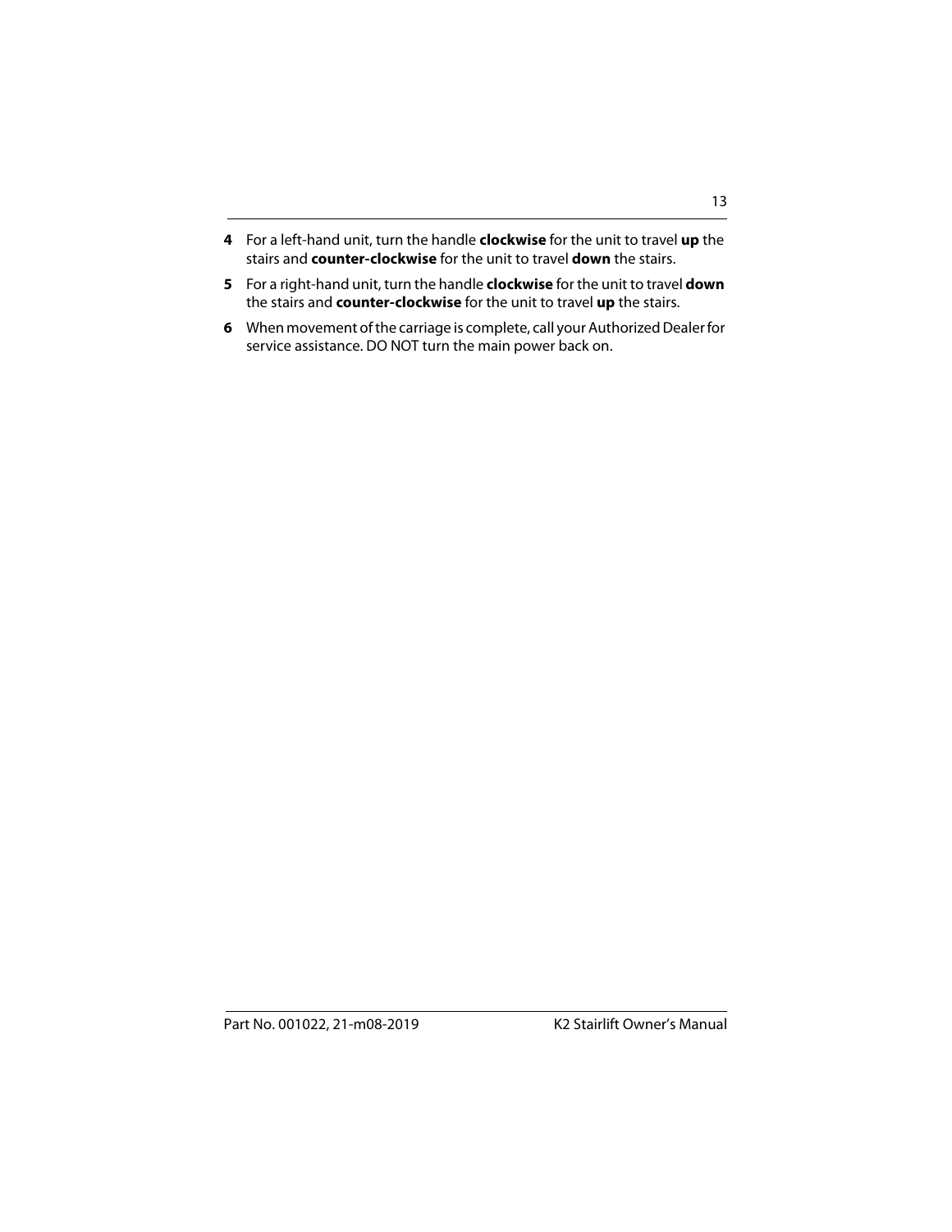4. For a left-hand unit, turn the handle **clockwise** for the unit to travel **up** the stairs and **counter-clockwise** for the unit to travel **down** the stairs.
5. For a right-hand unit, turn the handle **clockwise** for the unit to travel **down** the stairs and **counter-clockwise** for the unit to travel **up** the stairs.
6. When movement of the carriage is complete, call your Authorized Dealer for service assistance. DO NOT turn the main power back on.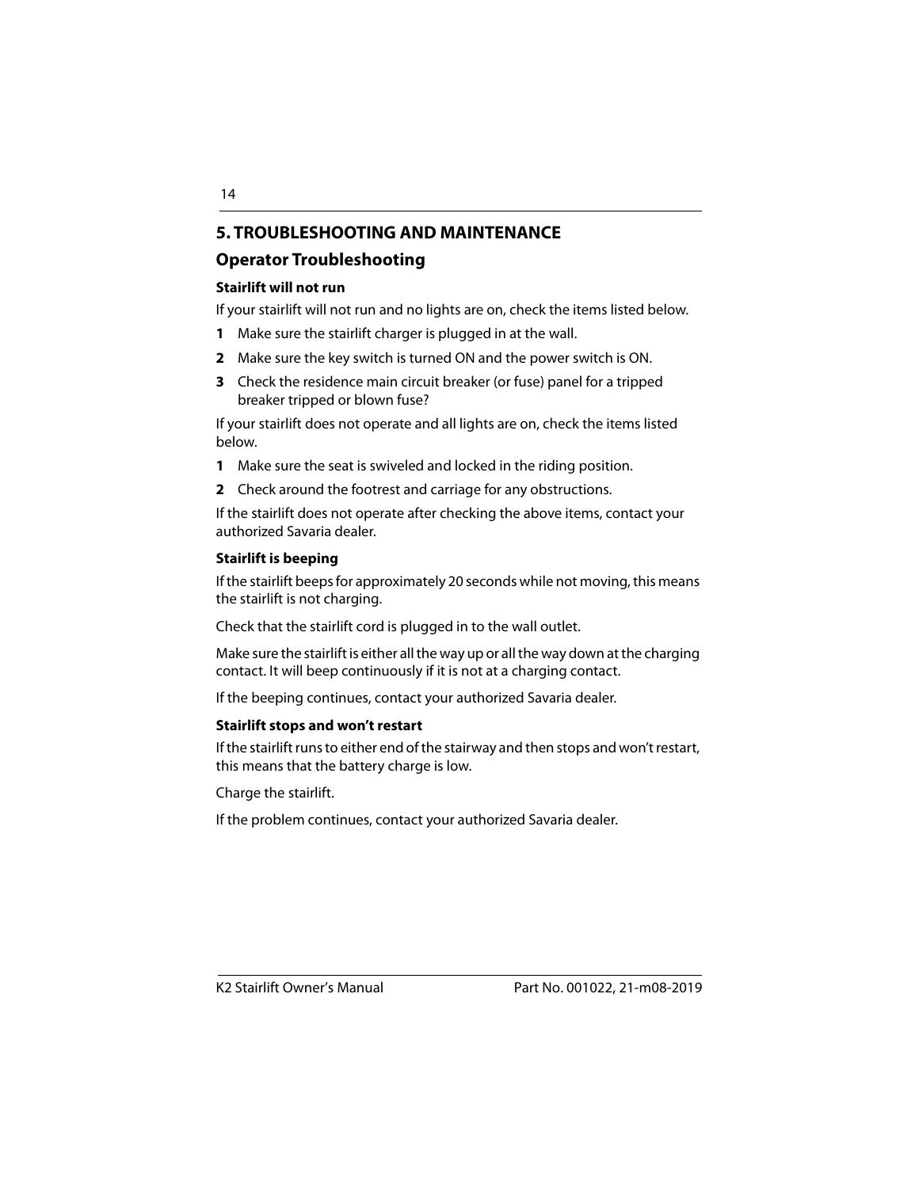# 5. TROUBLESHOOTING AND MAINTENANCE

## Operator Troubleshooting

### Stairlift will not run

If your stairlift will not run and no lights are on, check the items listed below.

1. Make sure the stairlift charger is plugged in at the wall.
2. Make sure the key switch is turned ON and the power switch is ON.
3. Check the residence main circuit breaker (or fuse) panel for a tripped breaker tripped or blown fuse?

If your stairlift does not operate and all lights are on, check the items listed below.

1. Make sure the seat is swiveled and locked in the riding position.
2. Check around the footrest and carriage for any obstructions.

If the stairlift does not operate after checking the above items, contact your authorized Savaria dealer.

### Stairlift is beeping

If the stairlift beeps for approximately 20 seconds while not moving, this means the stairlift is not charging.

Check that the stairlift cord is plugged in to the wall outlet.

Make sure the stairlift is either all the way up or all the way down at the charging contact. It will beep continuously if it is not at a charging contact.

If the beeping continues, contact your authorized Savaria dealer.

### Stairlift stops and won't restart

If the stairlift runs to either end of the stairway and then stops and won't restart, this means that the battery charge is low.

Charge the stairlift.

If the problem continues, contact your authorized Savaria dealer.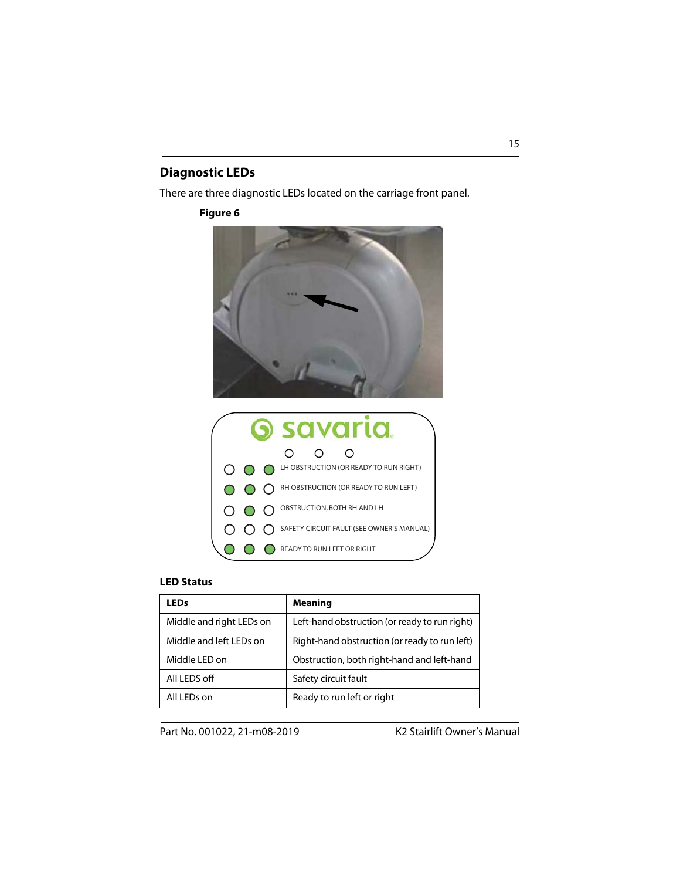## Diagnostic LEDs

There are three diagnostic LEDs located on the carriage front panel.

**Figure 6**

**LED Status**

| LEDs | Meaning |
|---|---|
| Middle and right LEDs on | Left-hand obstruction (or ready to run right) |
| Middle and left LEDs on | Right-hand obstruction (or ready to run left) |
| Middle LED on | Obstruction, both right-hand and left-hand |
| All LEDS off | Safety circuit fault |
| All LEDs on | Ready to run left or right |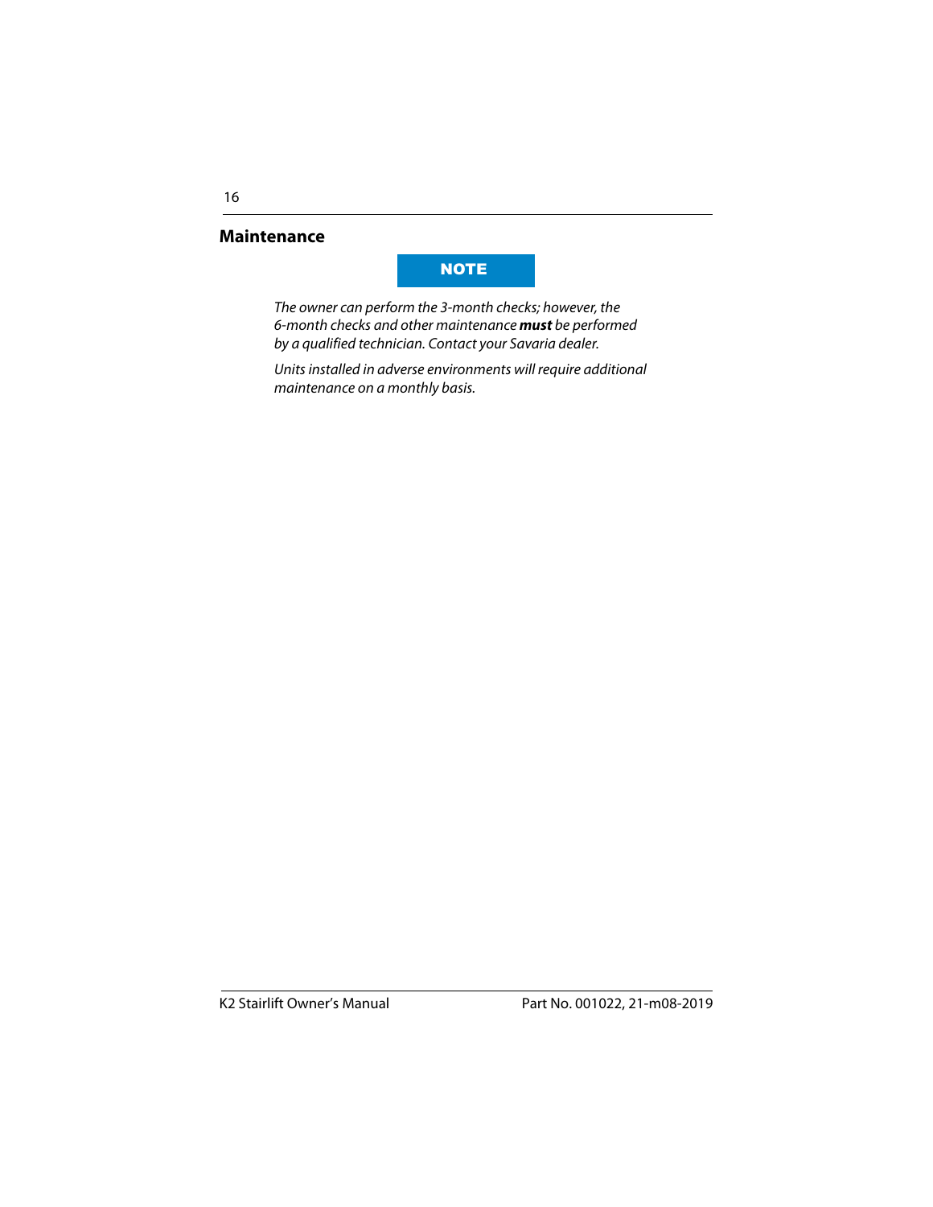## Maintenance

**NOTE**

*The owner can perform the 3-month checks; however, the 6-month checks and other maintenance **must** be performed by a qualified technician. Contact your Savaria dealer.*

*Units installed in adverse environments will require additional maintenance on a monthly basis.*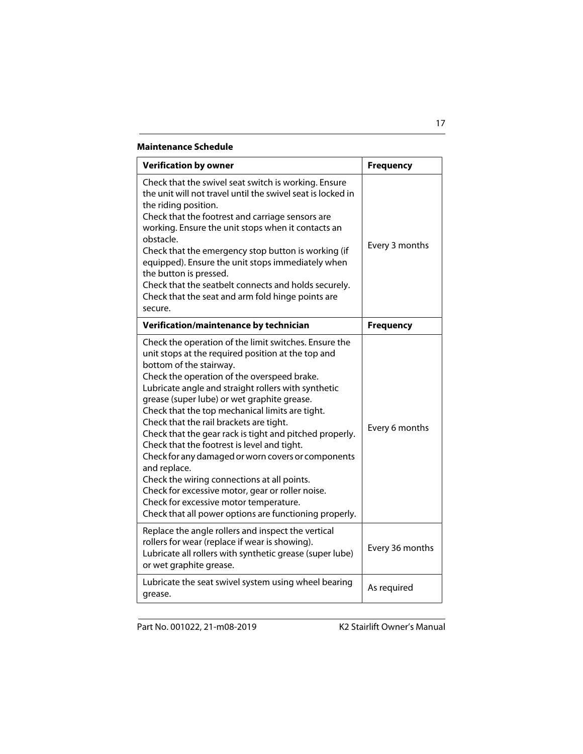**Maintenance Schedule**

| Verification by owner | Frequency |
|---|---|
| Check that the swivel seat switch is working. Ensure the unit will not travel until the swivel seat is locked in the riding position.<br>Check that the footrest and carriage sensors are working. Ensure the unit stops when it contacts an obstacle.<br>Check that the emergency stop button is working (if equipped). Ensure the unit stops immediately when the button is pressed.<br>Check that the seatbelt connects and holds securely.<br>Check that the seat and arm fold hinge points are secure. | Every 3 months |
| **Verification/maintenance by technician** | **Frequency** |
| Check the operation of the limit switches. Ensure the unit stops at the required position at the top and bottom of the stairway.<br>Check the operation of the overspeed brake.<br>Lubricate angle and straight rollers with synthetic grease (super lube) or wet graphite grease.<br>Check that the top mechanical limits are tight.<br>Check that the rail brackets are tight.<br>Check that the gear rack is tight and pitched properly.<br>Check that the footrest is level and tight.<br>Check for any damaged or worn covers or components and replace.<br>Check the wiring connections at all points.<br>Check for excessive motor, gear or roller noise.<br>Check for excessive motor temperature.<br>Check that all power options are functioning properly. | Every 6 months |
| Replace the angle rollers and inspect the vertical rollers for wear (replace if wear is showing).<br>Lubricate all rollers with synthetic grease (super lube) or wet graphite grease. | Every 36 months |
| Lubricate the seat swivel system using wheel bearing grease. | As required |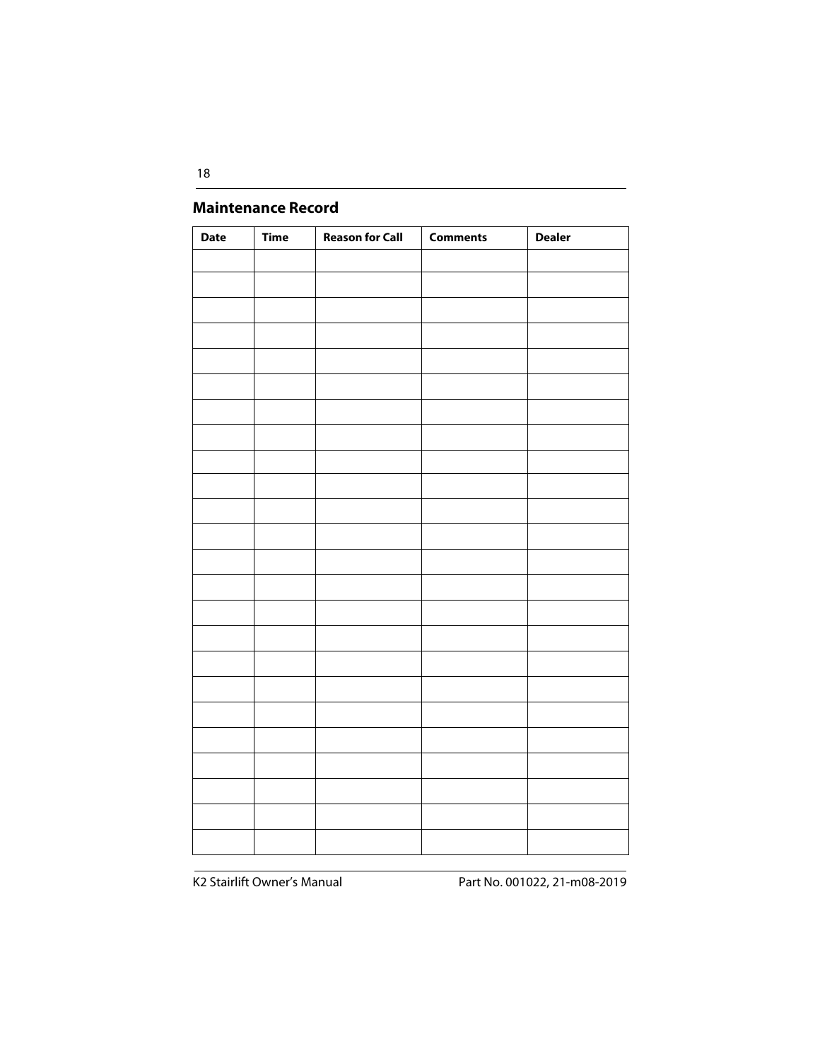## Maintenance Record

| Date | Time | Reason for Call | Comments | Dealer |
|---|---|---|---|---|
| | | | | |
| | | | | |
| | | | | |
| | | | | |
| | | | | |
| | | | | |
| | | | | |
| | | | | |
| | | | | |
| | | | | |
| | | | | |
| | | | | |
| | | | | |
| | | | | |
| | | | | |
| | | | | |
| | | | | |
| | | | | |
| | | | | |
| | | | | |
| | | | | |
| | | | | |
| | | | | |
| | | | | |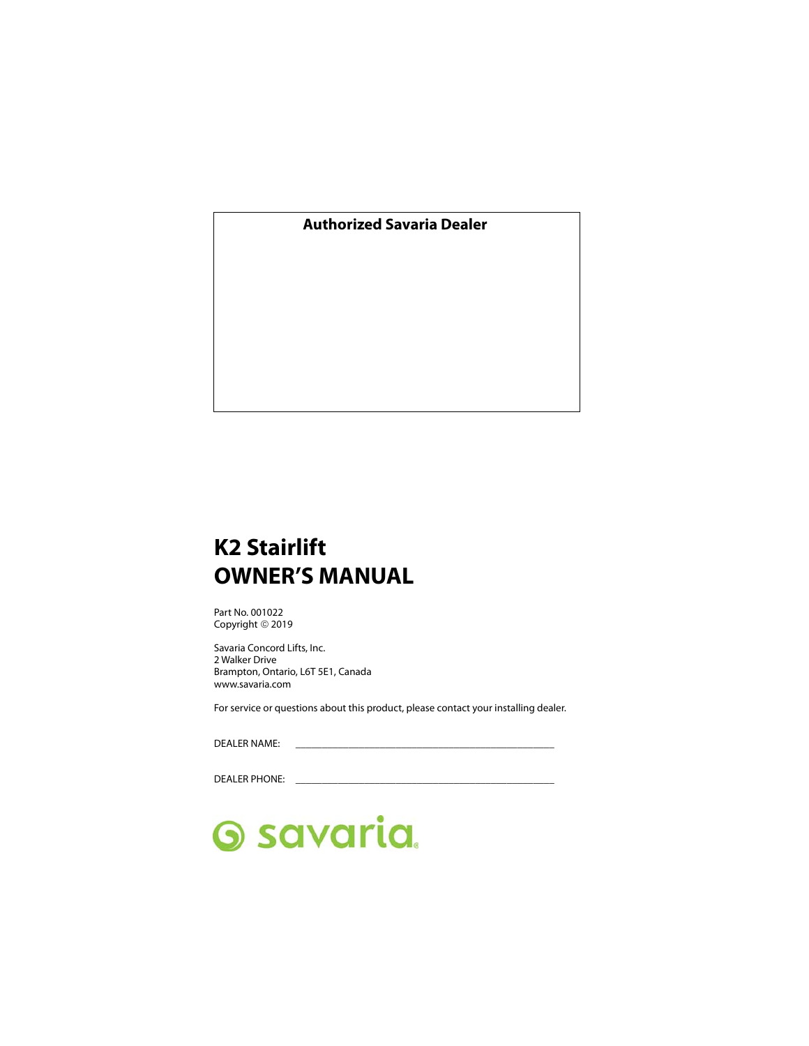**Authorized Savaria Dealer**

# K2 Stairlift
# OWNER'S MANUAL

Part No. 001022
Copyright © 2019

Savaria Concord Lifts, Inc.
2 Walker Drive
Brampton, Ontario, L6T 5E1, Canada
www.savaria.com

For service or questions about this product, please contact your installing dealer.

DEALER NAME: ______________________________________________

DEALER PHONE: ______________________________________________

savaria